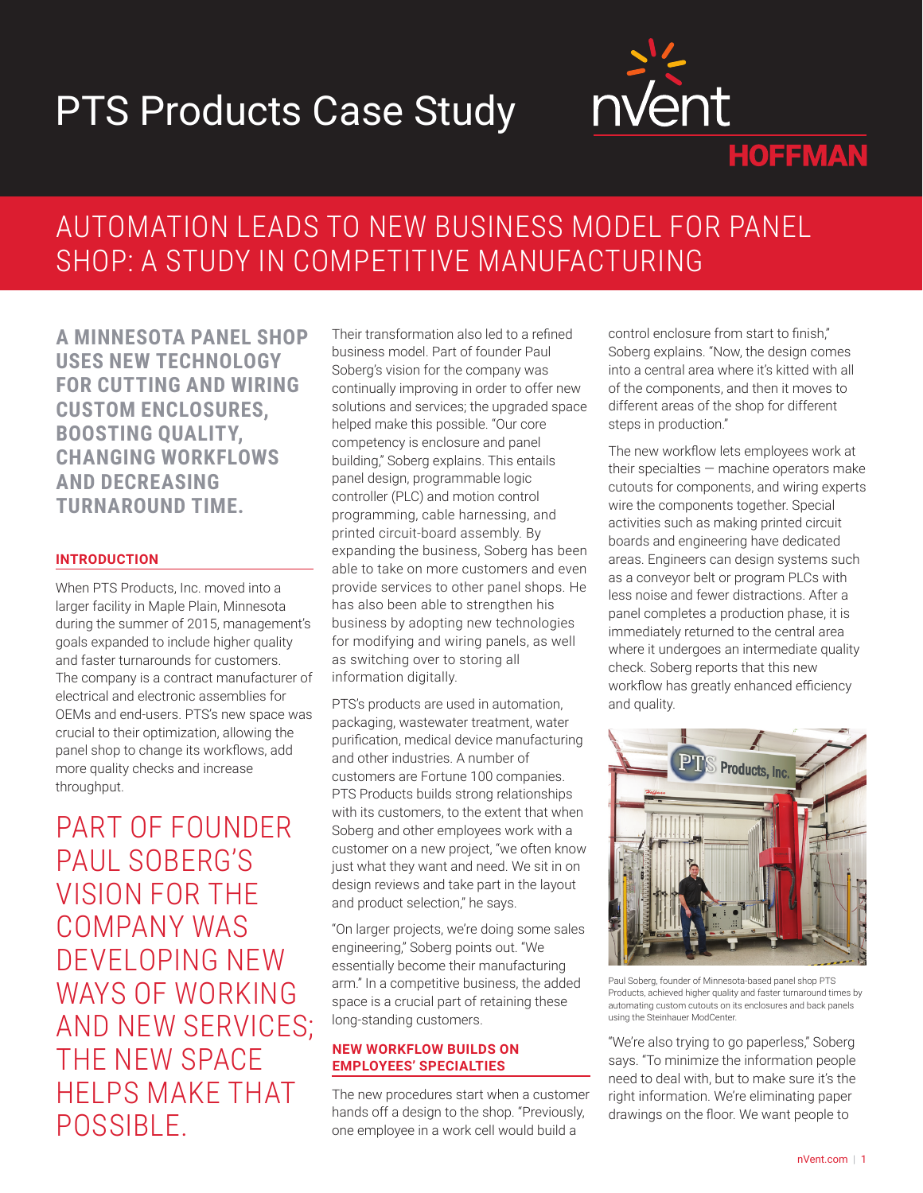# PTS Products Case Study

nVent HOFFMAN

## AUTOMATION LEADS TO NEW BUSINESS MODEL FOR PANEL SHOP: A STUDY IN COMPETITIVE MANUFACTURING

**A MINNESOTA PANEL SHOP USES NEW TECHNOLOGY FOR CUTTING AND WIRING CUSTOM ENCLOSURES, BOOSTING QUALITY, CHANGING WORKFLOWS AND DECREASING TURNAROUND TIME.**

### INTRODUCTION

When PTS Products, Inc. moved into a larger facility in Maple Plain, Minnesota during the summer of 2015, management's goals expanded to include higher quality and faster turnarounds for customers. The company is a contract manufacturer of electrical and electronic assemblies for OEMs and end-users. PTS's new space was crucial to their optimization, allowing the panel shop to change its workflows, add more quality checks and increase throughput.

PART OF FOUNDER PAUL SOBERG'S VISION FOR THE COMPANY WAS DEVELOPING NEW WAYS OF WORKING AND NEW SERVICES; THE NEW SPACE HELPS MAKE THAT POSSIBLE.

Their transformation also led to a refined business model. Part of founder Paul Soberg's vision for the company was continually improving in order to offer new solutions and services; the upgraded space helped make this possible. "Our core competency is enclosure and panel building," Soberg explains. This entails panel design, programmable logic controller (PLC) and motion control programming, cable harnessing, and printed circuit-board assembly. By expanding the business, Soberg has been able to take on more customers and even provide services to other panel shops. He has also been able to strengthen his business by adopting new technologies for modifying and wiring panels, as well as switching over to storing all information digitally.

PTS's products are used in automation, packaging, wastewater treatment, water purification, medical device manufacturing and other industries. A number of customers are Fortune 100 companies. PTS Products builds strong relationships with its customers, to the extent that when Soberg and other employees work with a customer on a new project, "we often know just what they want and need. We sit in on design reviews and take part in the layout and product selection," he says.

"On larger projects, we're doing some sales engineering," Soberg points out. "We essentially become their manufacturing arm." In a competitive business, the added space is a crucial part of retaining these long-standing customers.

### NEW WORKFLOW BUILDS ON EMPLOYEES' SPECIALTIES

The new procedures start when a customer hands off a design to the shop. "Previously, one employee in a work cell would build a control enclosure from start to finish," Soberg explains. "Now, the design comes into a central area where it's kitted with all of the components, and then it moves to different areas of the shop for different steps in production."

The new workflow lets employees work at their specialties — machine operators make cutouts for components, and wiring experts wire the components together. Special activities such as making printed circuit boards and engineering have dedicated areas. Engineers can design systems such as a conveyor belt or program PLCs with less noise and fewer distractions. After a panel completes a production phase, it is immediately returned to the central area where it undergoes an intermediate quality check. Soberg reports that this new workflow has greatly enhanced efficiency and quality.

Paul Soberg, founder of Minnesota-based panel shop PTS Products, achieved higher quality and faster turnaround times by automating custom cutouts on its enclosures and back panels using the Steinhauer ModCenter.

"We're also trying to go paperless," Soberg says. "To minimize the information people need to deal with, but to make sure it's the right information. We're eliminating paper drawings on the floor. We want people to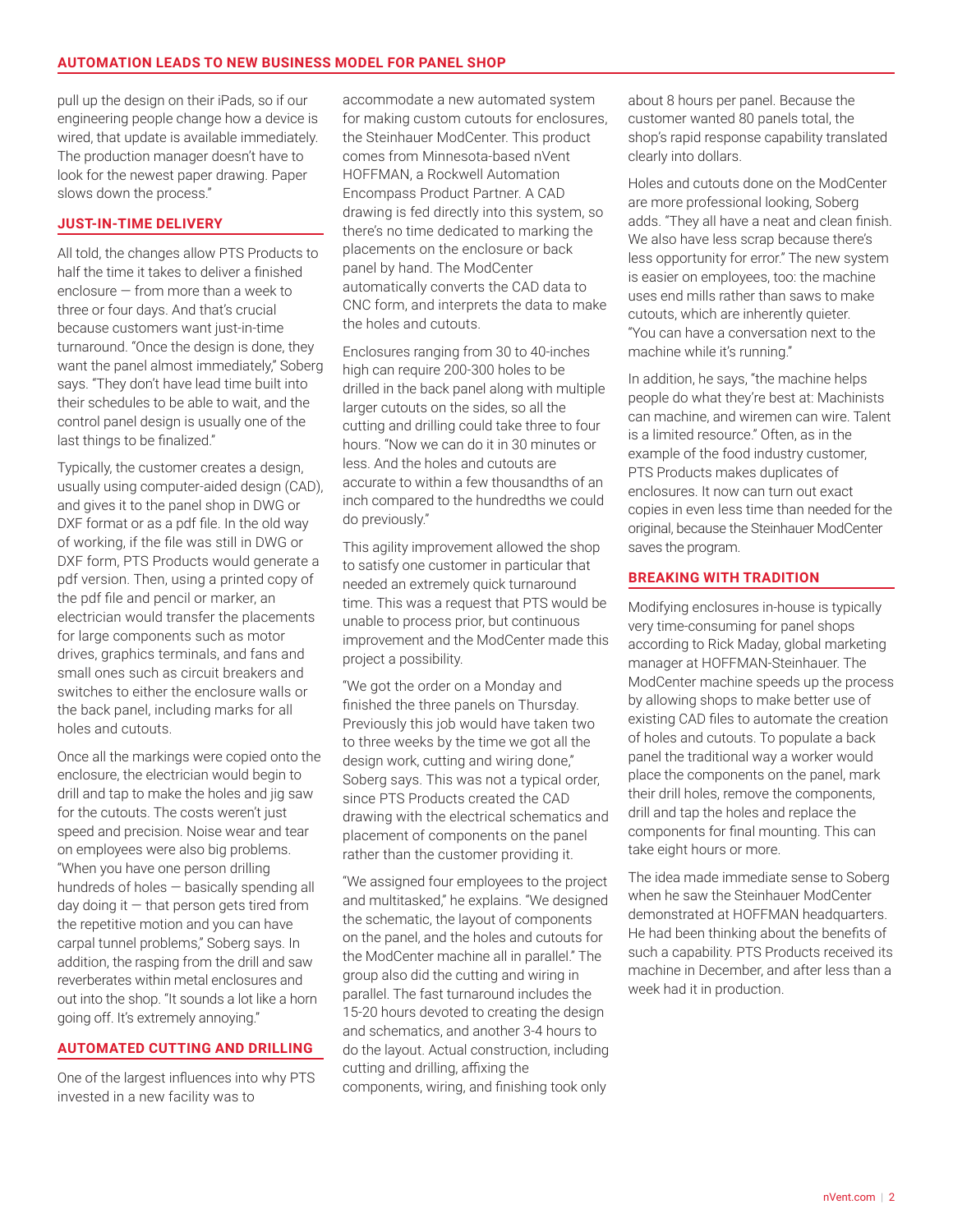pull up the design on their iPads, so if our engineering people change how a device is wired, that update is available immediately. The production manager doesn't have to look for the newest paper drawing. Paper slows down the process."

## JUST-IN-TIME DELIVERY

All told, the changes allow PTS Products to half the time it takes to deliver a finished enclosure — from more than a week to three or four days. And that's crucial because customers want just-in-time turnaround. "Once the design is done, they want the panel almost immediately," Soberg says. "They don't have lead time built into their schedules to be able to wait, and the control panel design is usually one of the last things to be finalized."

Typically, the customer creates a design, usually using computer-aided design (CAD), and gives it to the panel shop in DWG or DXF format or as a pdf file. In the old way of working, if the file was still in DWG or DXF form, PTS Products would generate a pdf version. Then, using a printed copy of the pdf file and pencil or marker, an electrician would transfer the placements for large components such as motor drives, graphics terminals, and fans and small ones such as circuit breakers and switches to either the enclosure walls or the back panel, including marks for all holes and cutouts.

Once all the markings were copied onto the enclosure, the electrician would begin to drill and tap to make the holes and jig saw for the cutouts. The costs weren't just speed and precision. Noise wear and tear on employees were also big problems. "When you have one person drilling hundreds of holes — basically spending all day doing it — that person gets tired from the repetitive motion and you can have carpal tunnel problems," Soberg says. In addition, the rasping from the drill and saw reverberates within metal enclosures and out into the shop. "It sounds a lot like a horn going off. It's extremely annoying."

## AUTOMATED CUTTING AND DRILLING

One of the largest influences into why PTS invested in a new facility was to accommodate a new automated system for making custom cutouts for enclosures, the Steinhauer ModCenter. This product comes from Minnesota-based nVent HOFFMAN, a Rockwell Automation Encompass Product Partner. A CAD drawing is fed directly into this system, so there's no time dedicated to marking the placements on the enclosure or back panel by hand. The ModCenter automatically converts the CAD data to CNC form, and interprets the data to make the holes and cutouts.

Enclosures ranging from 30 to 40-inches high can require 200-300 holes to be drilled in the back panel along with multiple larger cutouts on the sides, so all the cutting and drilling could take three to four hours. "Now we can do it in 30 minutes or less. And the holes and cutouts are accurate to within a few thousandths of an inch compared to the hundredths we could do previously."

This agility improvement allowed the shop to satisfy one customer in particular that needed an extremely quick turnaround time. This was a request that PTS would be unable to process prior, but continuous improvement and the ModCenter made this project a possibility.

"We got the order on a Monday and finished the three panels on Thursday. Previously this job would have taken two to three weeks by the time we got all the design work, cutting and wiring done," Soberg says. This was not a typical order, since PTS Products created the CAD drawing with the electrical schematics and placement of components on the panel rather than the customer providing it.

"We assigned four employees to the project and multitasked," he explains. "We designed the schematic, the layout of components on the panel, and the holes and cutouts for the ModCenter machine all in parallel." The group also did the cutting and wiring in parallel. The fast turnaround includes the 15-20 hours devoted to creating the design and schematics, and another 3-4 hours to do the layout. Actual construction, including cutting and drilling, affixing the components, wiring, and finishing took only about 8 hours per panel. Because the customer wanted 80 panels total, the shop's rapid response capability translated clearly into dollars.

Holes and cutouts done on the ModCenter are more professional looking, Soberg adds. "They all have a neat and clean finish. We also have less scrap because there's less opportunity for error." The new system is easier on employees, too: the machine uses end mills rather than saws to make cutouts, which are inherently quieter. "You can have a conversation next to the machine while it's running."

In addition, he says, "the machine helps people do what they're best at: Machinists can machine, and wiremen can wire. Talent is a limited resource." Often, as in the example of the food industry customer, PTS Products makes duplicates of enclosures. It now can turn out exact copies in even less time than needed for the original, because the Steinhauer ModCenter saves the program.

## BREAKING WITH TRADITION

Modifying enclosures in-house is typically very time-consuming for panel shops according to Rick Maday, global marketing manager at HOFFMAN-Steinhauer. The ModCenter machine speeds up the process by allowing shops to make better use of existing CAD files to automate the creation of holes and cutouts. To populate a back panel the traditional way a worker would place the components on the panel, mark their drill holes, remove the components, drill and tap the holes and replace the components for final mounting. This can take eight hours or more.

The idea made immediate sense to Soberg when he saw the Steinhauer ModCenter demonstrated at HOFFMAN headquarters. He had been thinking about the benefits of such a capability. PTS Products received its machine in December, and after less than a week had it in production.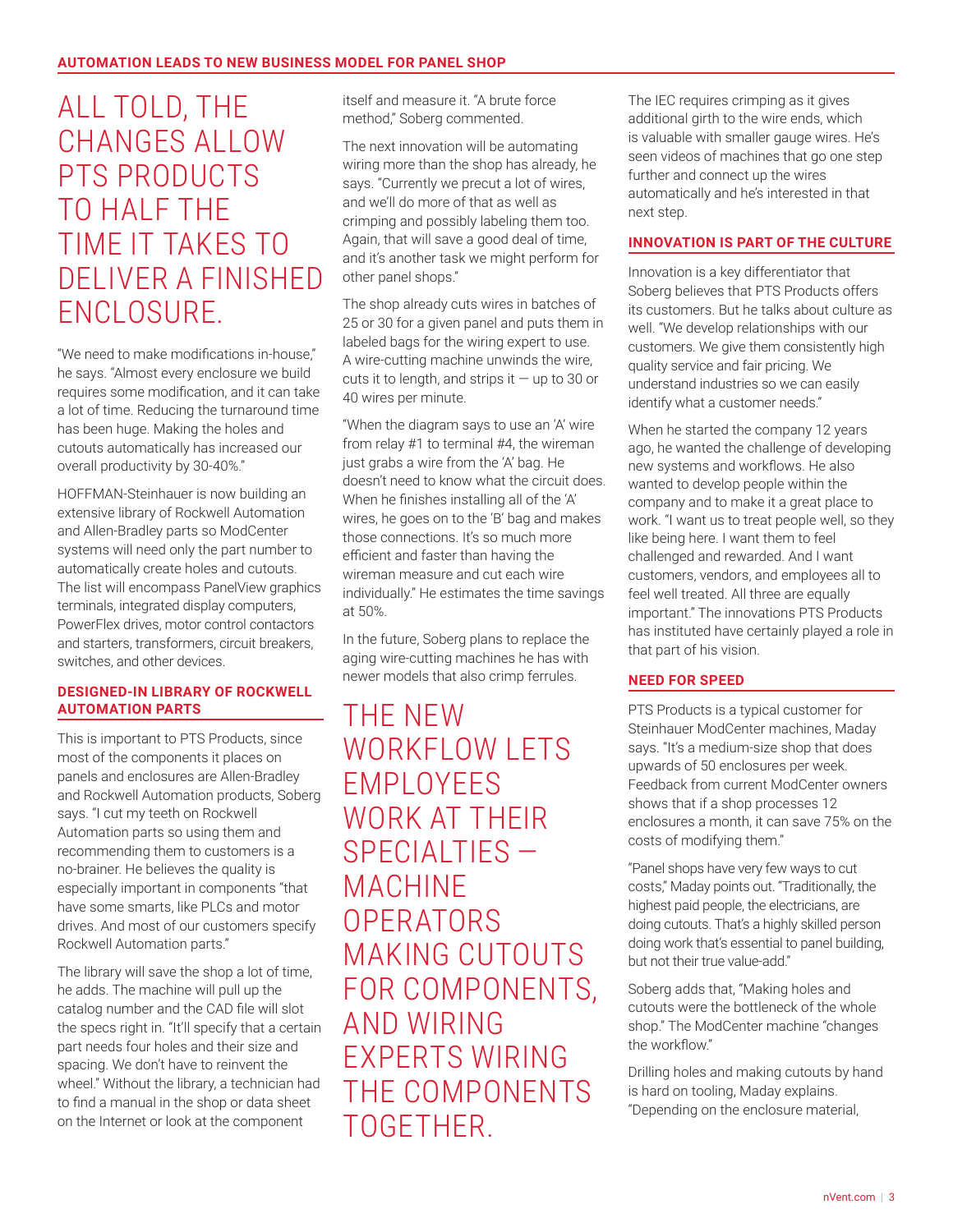ALL TOLD, THE CHANGES ALLOW PTS PRODUCTS TO HALF THE TIME IT TAKES TO DELIVER A FINISHED ENCLOSURE.

"We need to make modifications in-house," he says. "Almost every enclosure we build requires some modification, and it can take a lot of time. Reducing the turnaround time has been huge. Making the holes and cutouts automatically has increased our overall productivity by 30-40%."

HOFFMAN-Steinhauer is now building an extensive library of Rockwell Automation and Allen-Bradley parts so ModCenter systems will need only the part number to automatically create holes and cutouts. The list will encompass PanelView graphics terminals, integrated display computers, PowerFlex drives, motor control contactors and starters, transformers, circuit breakers, switches, and other devices.

## DESIGNED-IN LIBRARY OF ROCKWELL AUTOMATION PARTS

This is important to PTS Products, since most of the components it places on panels and enclosures are Allen-Bradley and Rockwell Automation products, Soberg says. "I cut my teeth on Rockwell Automation parts so using them and recommending them to customers is a no-brainer. He believes the quality is especially important in components "that have some smarts, like PLCs and motor drives. And most of our customers specify Rockwell Automation parts."

The library will save the shop a lot of time, he adds. The machine will pull up the catalog number and the CAD file will slot the specs right in. "It'll specify that a certain part needs four holes and their size and spacing. We don't have to reinvent the wheel." Without the library, a technician had to find a manual in the shop or data sheet on the Internet or look at the component itself and measure it. "A brute force method," Soberg commented.

The next innovation will be automating wiring more than the shop has already, he says. "Currently we precut a lot of wires, and we'll do more of that as well as crimping and possibly labeling them too. Again, that will save a good deal of time, and it's another task we might perform for other panel shops."

The shop already cuts wires in batches of 25 or 30 for a given panel and puts them in labeled bags for the wiring expert to use. A wire-cutting machine unwinds the wire, cuts it to length, and strips it — up to 30 or 40 wires per minute.

"When the diagram says to use an 'A' wire from relay #1 to terminal #4, the wireman just grabs a wire from the 'A' bag. He doesn't need to know what the circuit does. When he finishes installing all of the 'A' wires, he goes on to the 'B' bag and makes those connections. It's so much more efficient and faster than having the wireman measure and cut each wire individually." He estimates the time savings at 50%.

In the future, Soberg plans to replace the aging wire-cutting machines he has with newer models that also crimp ferrules.

THE NEW WORKFLOW LETS EMPLOYEES WORK AT THEIR SPECIALTIES — MACHINE OPERATORS MAKING CUTOUTS FOR COMPONENTS, AND WIRING EXPERTS WIRING THE COMPONENTS TOGETHER.

The IEC requires crimping as it gives additional girth to the wire ends, which is valuable with smaller gauge wires. He's seen videos of machines that go one step further and connect up the wires automatically and he's interested in that next step.

## INNOVATION IS PART OF THE CULTURE

Innovation is a key differentiator that Soberg believes that PTS Products offers its customers. But he talks about culture as well. "We develop relationships with our customers. We give them consistently high quality service and fair pricing. We understand industries so we can easily identify what a customer needs."

When he started the company 12 years ago, he wanted the challenge of developing new systems and workflows. He also wanted to develop people within the company and to make it a great place to work. "I want us to treat people well, so they like being here. I want them to feel challenged and rewarded. And I want customers, vendors, and employees all to feel well treated. All three are equally important." The innovations PTS Products has instituted have certainly played a role in that part of his vision.

## NEED FOR SPEED

PTS Products is a typical customer for Steinhauer ModCenter machines, Maday says. "It's a medium-size shop that does upwards of 50 enclosures per week. Feedback from current ModCenter owners shows that if a shop processes 12 enclosures a month, it can save 75% on the costs of modifying them."

"Panel shops have very few ways to cut costs," Maday points out. "Traditionally, the highest paid people, the electricians, are doing cutouts. That's a highly skilled person doing work that's essential to panel building, but not their true value-add."

Soberg adds that, "Making holes and cutouts were the bottleneck of the whole shop." The ModCenter machine "changes the workflow."

Drilling holes and making cutouts by hand is hard on tooling, Maday explains. "Depending on the enclosure material,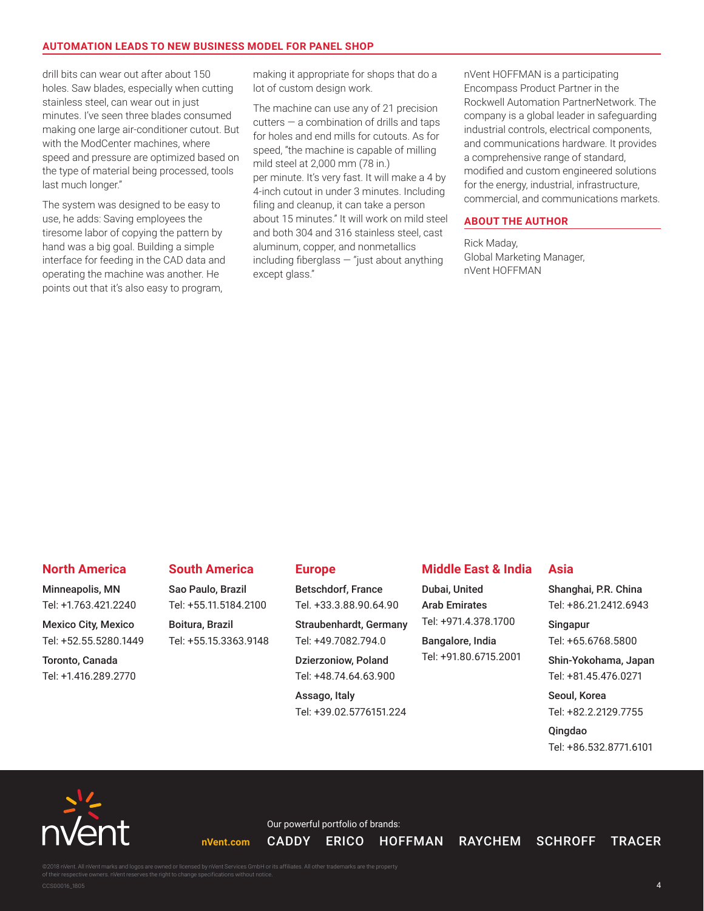drill bits can wear out after about 150 holes. Saw blades, especially when cutting stainless steel, can wear out in just minutes. I've seen three blades consumed making one large air-conditioner cutout. But with the ModCenter machines, where speed and pressure are optimized based on the type of material being processed, tools last much longer."

The system was designed to be easy to use, he adds: Saving employees the tiresome labor of copying the pattern by hand was a big goal. Building a simple interface for feeding in the CAD data and operating the machine was another. He points out that it's also easy to program, making it appropriate for shops that do a lot of custom design work.

The machine can use any of 21 precision cutters — a combination of drills and taps for holes and end mills for cutouts. As for speed, "the machine is capable of milling mild steel at 2,000 mm (78 in.) per minute. It's very fast. It will make a 4 by 4-inch cutout in under 3 minutes. Including filing and cleanup, it can take a person about 15 minutes." It will work on mild steel and both 304 and 316 stainless steel, cast aluminum, copper, and nonmetallics including fiberglass — "just about anything except glass."

nVent HOFFMAN is a participating Encompass Product Partner in the Rockwell Automation PartnerNetwork. The company is a global leader in safeguarding industrial controls, electrical components, and communications hardware. It provides a comprehensive range of standard, modified and custom engineered solutions for the energy, industrial, infrastructure, commercial, and communications markets.

## ABOUT THE AUTHOR

Rick Maday,
Global Marketing Manager,
nVent HOFFMAN

### North America

**Minneapolis, MN**
Tel: +1.763.421.2240

**Mexico City, Mexico**
Tel: +52.55.5280.1449

**Toronto, Canada**
Tel: +1.416.289.2770

### South America

**Sao Paulo, Brazil**
Tel: +55.11.5184.2100

**Boitura, Brazil**
Tel: +55.15.3363.9148

### Europe

**Betschdorf, France**
Tel. +33.3.88.90.64.90

**Straubenhardt, Germany**
Tel: +49.7082.794.0

**Dzierzoniow, Poland**
Tel: +48.74.64.63.900

**Assago, Italy**
Tel: +39.02.5776151.224

### Middle East & India

**Dubai, United Arab Emirates**
Tel: +971.4.378.1700

**Bangalore, India**
Tel: +91.80.6715.2001

### Asia

**Shanghai, P.R. China**
Tel: +86.21.2412.6943

**Singapur**
Tel: +65.6768.5800

**Shin-Yokohama, Japan**
Tel: +81.45.476.0271

**Seoul, Korea**
Tel: +82.2.2129.7755

**Qingdao**
Tel: +86.532.8771.6101

nVent.com

Our powerful portfolio of brands:
CADDY ERICO HOFFMAN RAYCHEM SCHROFF TRACER

©2018 nVent. All nVent marks and logos are owned or licensed by nVent Services GmbH or its affiliates. All other trademarks are the property of their respective owners. nVent reserves the right to change specifications without notice.

CCS00016_1805